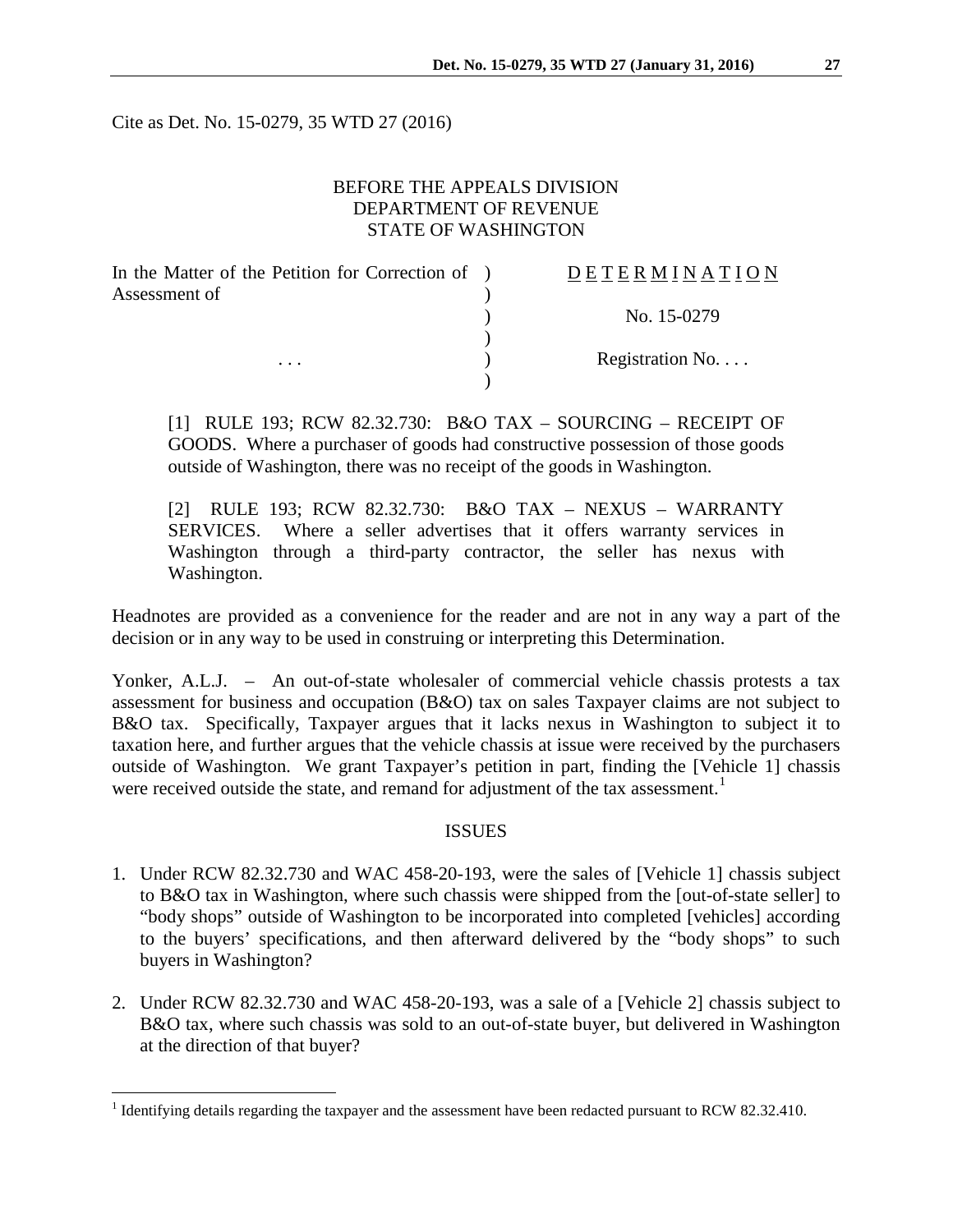Cite as Det. No. 15-0279, 35 WTD 27 (2016)

BEFORE THE APPEALS DIVISION
DEPARTMENT OF REVENUE
STATE OF WASHINGTON

| In the Matter of the Petition for Correction of Assessment of | ) | D E T E R M I N A T I O N |
|---|---|---|
| | ) | No. 15-0279 |
| . . . | ) | Registration No. . . . |

[1] RULE 193; RCW 82.32.730: B&O TAX – SOURCING – RECEIPT OF GOODS. Where a purchaser of goods had constructive possession of those goods outside of Washington, there was no receipt of the goods in Washington.

[2] RULE 193; RCW 82.32.730: B&O TAX – NEXUS – WARRANTY SERVICES. Where a seller advertises that it offers warranty services in Washington through a third-party contractor, the seller has nexus with Washington.

Headnotes are provided as a convenience for the reader and are not in any way a part of the decision or in any way to be used in construing or interpreting this Determination.

Yonker, A.L.J. – An out-of-state wholesaler of commercial vehicle chassis protests a tax assessment for business and occupation (B&O) tax on sales Taxpayer claims are not subject to B&O tax. Specifically, Taxpayer argues that it lacks nexus in Washington to subject it to taxation here, and further argues that the vehicle chassis at issue were received by the purchasers outside of Washington. We grant Taxpayer's petition in part, finding the [Vehicle 1] chassis were received outside the state, and remand for adjustment of the tax assessment.[1]

## ISSUES

1. Under RCW 82.32.730 and WAC 458-20-193, were the sales of [Vehicle 1] chassis subject to B&O tax in Washington, where such chassis were shipped from the [out-of-state seller] to "body shops" outside of Washington to be incorporated into completed [vehicles] according to the buyers' specifications, and then afterward delivered by the "body shops" to such buyers in Washington?

2. Under RCW 82.32.730 and WAC 458-20-193, was a sale of a [Vehicle 2] chassis subject to B&O tax, where such chassis was sold to an out-of-state buyer, but delivered in Washington at the direction of that buyer?

[1] Identifying details regarding the taxpayer and the assessment have been redacted pursuant to RCW 82.32.410.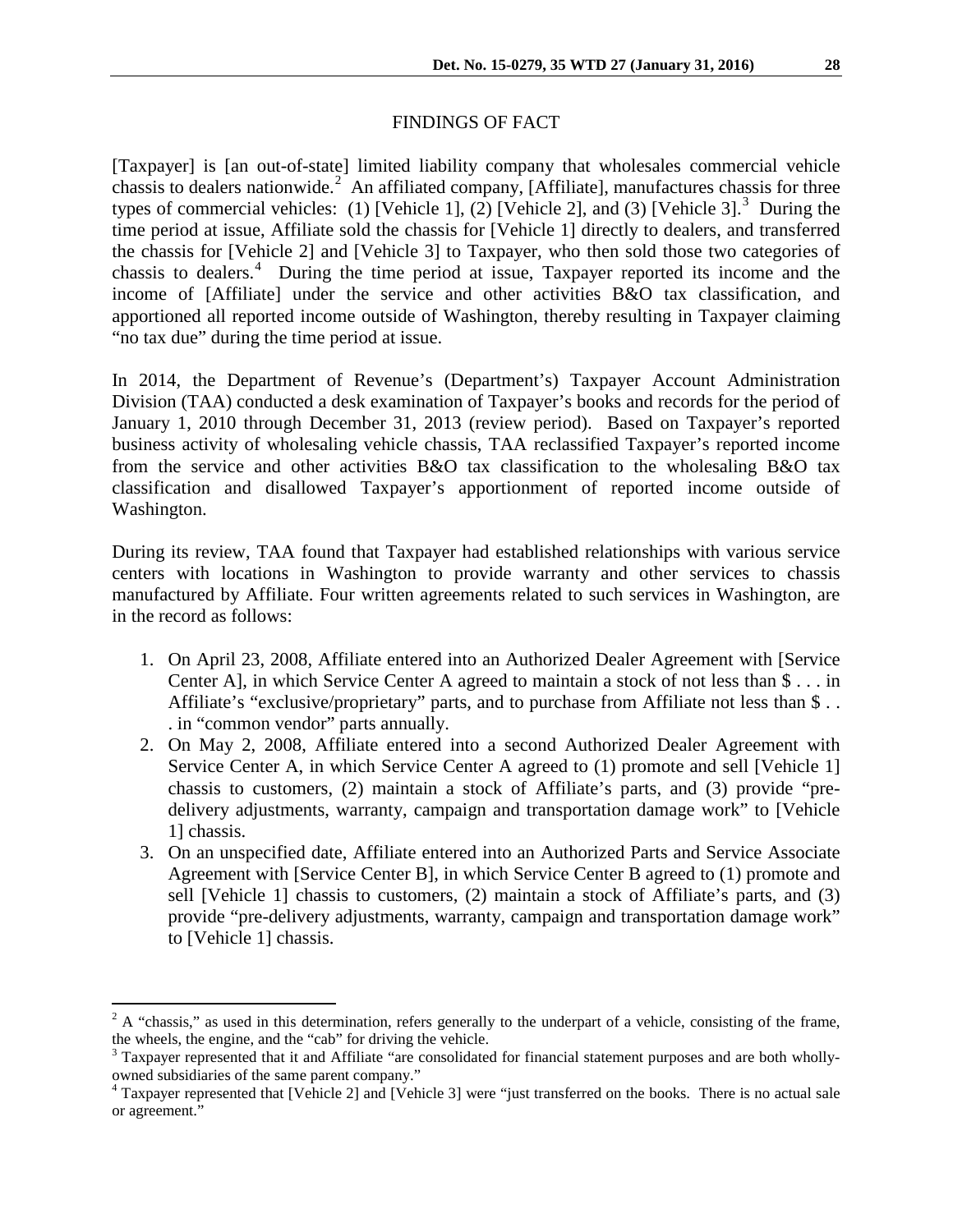## FINDINGS OF FACT

[Taxpayer] is [an out-of-state] limited liability company that wholesales commercial vehicle chassis to dealers nationwide.[2] An affiliated company, [Affiliate], manufactures chassis for three types of commercial vehicles: (1) [Vehicle 1], (2) [Vehicle 2], and (3) [Vehicle 3].[3] During the time period at issue, Affiliate sold the chassis for [Vehicle 1] directly to dealers, and transferred the chassis for [Vehicle 2] and [Vehicle 3] to Taxpayer, who then sold those two categories of chassis to dealers.[4] During the time period at issue, Taxpayer reported its income and the income of [Affiliate] under the service and other activities B&O tax classification, and apportioned all reported income outside of Washington, thereby resulting in Taxpayer claiming "no tax due" during the time period at issue.

In 2014, the Department of Revenue's (Department's) Taxpayer Account Administration Division (TAA) conducted a desk examination of Taxpayer's books and records for the period of January 1, 2010 through December 31, 2013 (review period). Based on Taxpayer's reported business activity of wholesaling vehicle chassis, TAA reclassified Taxpayer's reported income from the service and other activities B&O tax classification to the wholesaling B&O tax classification and disallowed Taxpayer's apportionment of reported income outside of Washington.

During its review, TAA found that Taxpayer had established relationships with various service centers with locations in Washington to provide warranty and other services to chassis manufactured by Affiliate. Four written agreements related to such services in Washington, are in the record as follows:

1. On April 23, 2008, Affiliate entered into an Authorized Dealer Agreement with [Service Center A], in which Service Center A agreed to maintain a stock of not less than $ . . . in Affiliate's "exclusive/proprietary" parts, and to purchase from Affiliate not less than $ . . . in "common vendor" parts annually.
2. On May 2, 2008, Affiliate entered into a second Authorized Dealer Agreement with Service Center A, in which Service Center A agreed to (1) promote and sell [Vehicle 1] chassis to customers, (2) maintain a stock of Affiliate's parts, and (3) provide "pre-delivery adjustments, warranty, campaign and transportation damage work" to [Vehicle 1] chassis.
3. On an unspecified date, Affiliate entered into an Authorized Parts and Service Associate Agreement with [Service Center B], in which Service Center B agreed to (1) promote and sell [Vehicle 1] chassis to customers, (2) maintain a stock of Affiliate's parts, and (3) provide "pre-delivery adjustments, warranty, campaign and transportation damage work" to [Vehicle 1] chassis.

---

[2] A "chassis," as used in this determination, refers generally to the underpart of a vehicle, consisting of the frame, the wheels, the engine, and the "cab" for driving the vehicle.

[3] Taxpayer represented that it and Affiliate "are consolidated for financial statement purposes and are both wholly-owned subsidiaries of the same parent company."

[4] Taxpayer represented that [Vehicle 2] and [Vehicle 3] were "just transferred on the books. There is no actual sale or agreement."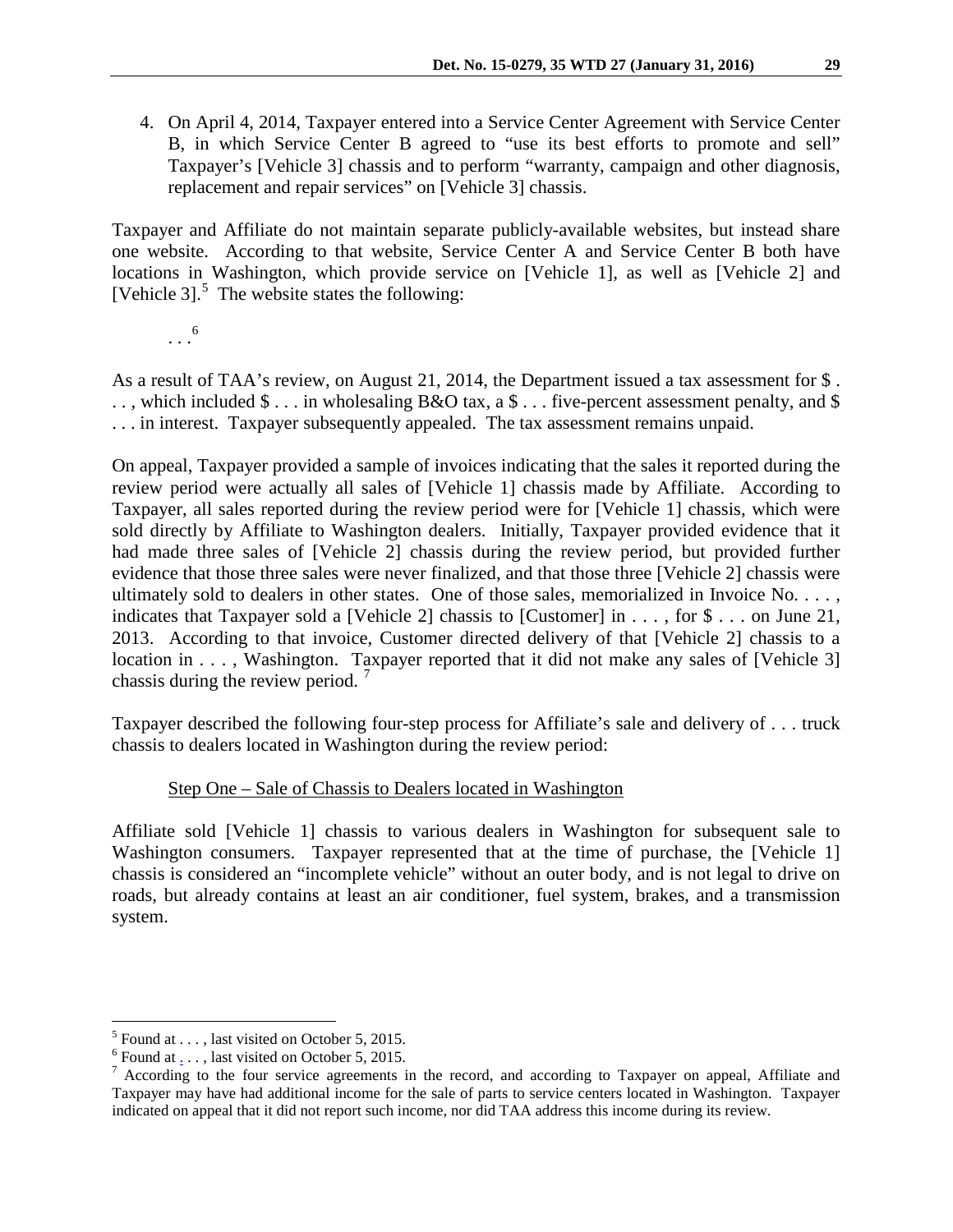4. On April 4, 2014, Taxpayer entered into a Service Center Agreement with Service Center B, in which Service Center B agreed to "use its best efforts to promote and sell" Taxpayer's [Vehicle 3] chassis and to perform "warranty, campaign and other diagnosis, replacement and repair services" on [Vehicle 3] chassis.

Taxpayer and Affiliate do not maintain separate publicly-available websites, but instead share one website. According to that website, Service Center A and Service Center B both have locations in Washington, which provide service on [Vehicle 1], as well as [Vehicle 2] and [Vehicle 3].[5] The website states the following:

> . . .[6]

As a result of TAA's review, on August 21, 2014, the Department issued a tax assessment for $ . . . , which included $ . . . in wholesaling B&O tax, a $ . . . five-percent assessment penalty, and $ . . . in interest. Taxpayer subsequently appealed. The tax assessment remains unpaid.

On appeal, Taxpayer provided a sample of invoices indicating that the sales it reported during the review period were actually all sales of [Vehicle 1] chassis made by Affiliate. According to Taxpayer, all sales reported during the review period were for [Vehicle 1] chassis, which were sold directly by Affiliate to Washington dealers. Initially, Taxpayer provided evidence that it had made three sales of [Vehicle 2] chassis during the review period, but provided further evidence that those three sales were never finalized, and that those three [Vehicle 2] chassis were ultimately sold to dealers in other states. One of those sales, memorialized in Invoice No. . . . , indicates that Taxpayer sold a [Vehicle 2] chassis to [Customer] in . . . , for $ . . . on June 21, 2013. According to that invoice, Customer directed delivery of that [Vehicle 2] chassis to a location in . . . , Washington. Taxpayer reported that it did not make any sales of [Vehicle 3] chassis during the review period.[7]

Taxpayer described the following four-step process for Affiliate's sale and delivery of . . . truck chassis to dealers located in Washington during the review period:

Step One – Sale of Chassis to Dealers located in Washington

Affiliate sold [Vehicle 1] chassis to various dealers in Washington for subsequent sale to Washington consumers. Taxpayer represented that at the time of purchase, the [Vehicle 1] chassis is considered an "incomplete vehicle" without an outer body, and is not legal to drive on roads, but already contains at least an air conditioner, fuel system, brakes, and a transmission system.

---

[5] Found at . . . , last visited on October 5, 2015.

[6] Found at . . . , last visited on October 5, 2015.

[7] According to the four service agreements in the record, and according to Taxpayer on appeal, Affiliate and Taxpayer may have had additional income for the sale of parts to service centers located in Washington. Taxpayer indicated on appeal that it did not report such income, nor did TAA address this income during its review.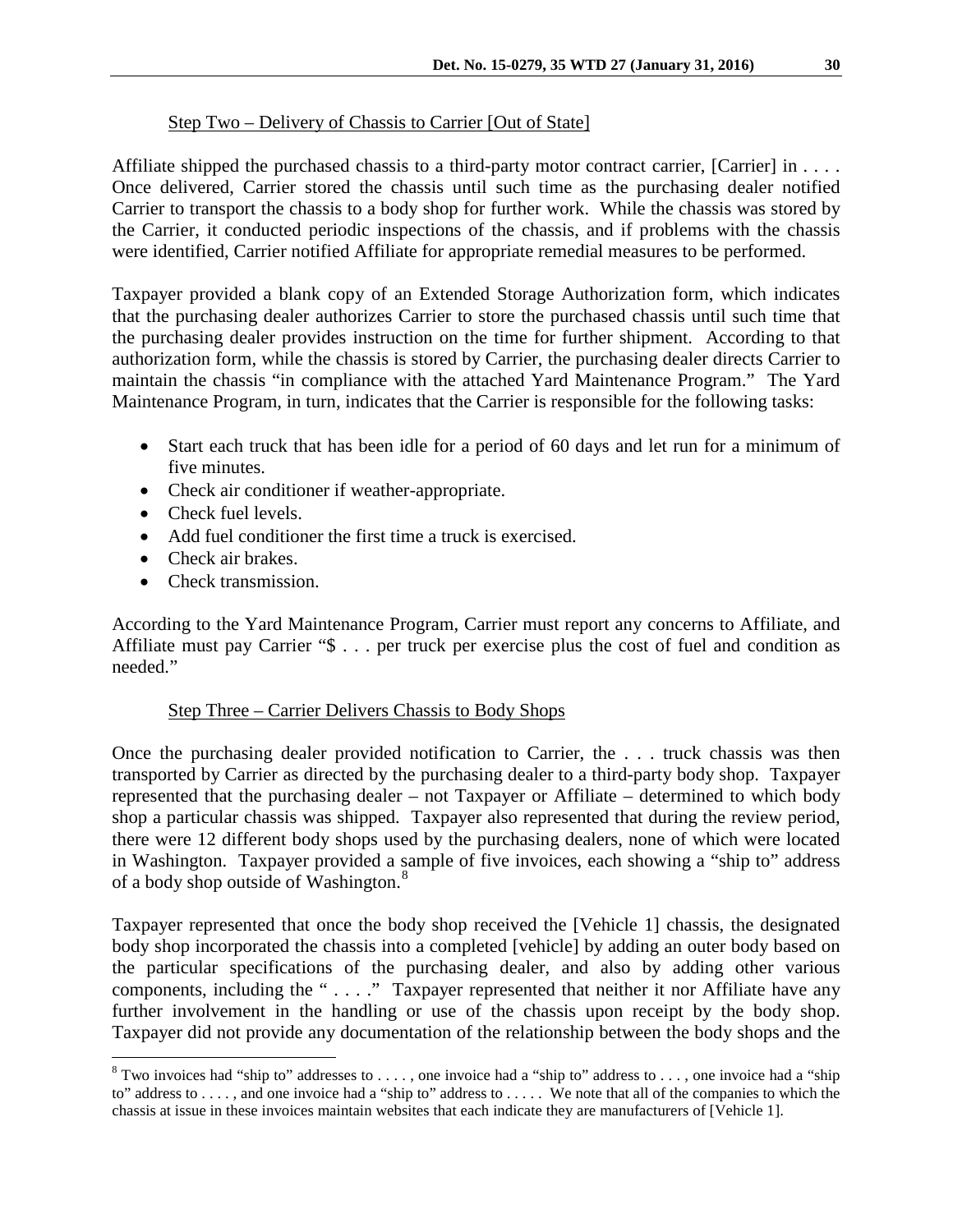Step Two – Delivery of Chassis to Carrier [Out of State]

Affiliate shipped the purchased chassis to a third-party motor contract carrier, [Carrier] in . . . . Once delivered, Carrier stored the chassis until such time as the purchasing dealer notified Carrier to transport the chassis to a body shop for further work. While the chassis was stored by the Carrier, it conducted periodic inspections of the chassis, and if problems with the chassis were identified, Carrier notified Affiliate for appropriate remedial measures to be performed.

Taxpayer provided a blank copy of an Extended Storage Authorization form, which indicates that the purchasing dealer authorizes Carrier to store the purchased chassis until such time that the purchasing dealer provides instruction on the time for further shipment. According to that authorization form, while the chassis is stored by Carrier, the purchasing dealer directs Carrier to maintain the chassis "in compliance with the attached Yard Maintenance Program." The Yard Maintenance Program, in turn, indicates that the Carrier is responsible for the following tasks:

- Start each truck that has been idle for a period of 60 days and let run for a minimum of five minutes.
- Check air conditioner if weather-appropriate.
- Check fuel levels.
- Add fuel conditioner the first time a truck is exercised.
- Check air brakes.
- Check transmission.

According to the Yard Maintenance Program, Carrier must report any concerns to Affiliate, and Affiliate must pay Carrier "$ . . . per truck per exercise plus the cost of fuel and condition as needed."

Step Three – Carrier Delivers Chassis to Body Shops

Once the purchasing dealer provided notification to Carrier, the . . . truck chassis was then transported by Carrier as directed by the purchasing dealer to a third-party body shop. Taxpayer represented that the purchasing dealer – not Taxpayer or Affiliate – determined to which body shop a particular chassis was shipped. Taxpayer also represented that during the review period, there were 12 different body shops used by the purchasing dealers, none of which were located in Washington. Taxpayer provided a sample of five invoices, each showing a "ship to" address of a body shop outside of Washington.[8]

Taxpayer represented that once the body shop received the [Vehicle 1] chassis, the designated body shop incorporated the chassis into a completed [vehicle] by adding an outer body based on the particular specifications of the purchasing dealer, and also by adding other various components, including the " . . . ." Taxpayer represented that neither it nor Affiliate have any further involvement in the handling or use of the chassis upon receipt by the body shop. Taxpayer did not provide any documentation of the relationship between the body shops and the

[8] Two invoices had "ship to" addresses to . . . . , one invoice had a "ship to" address to . . . , one invoice had a "ship to" address to . . . . , and one invoice had a "ship to" address to . . . . . We note that all of the companies to which the chassis at issue in these invoices maintain websites that each indicate they are manufacturers of [Vehicle 1].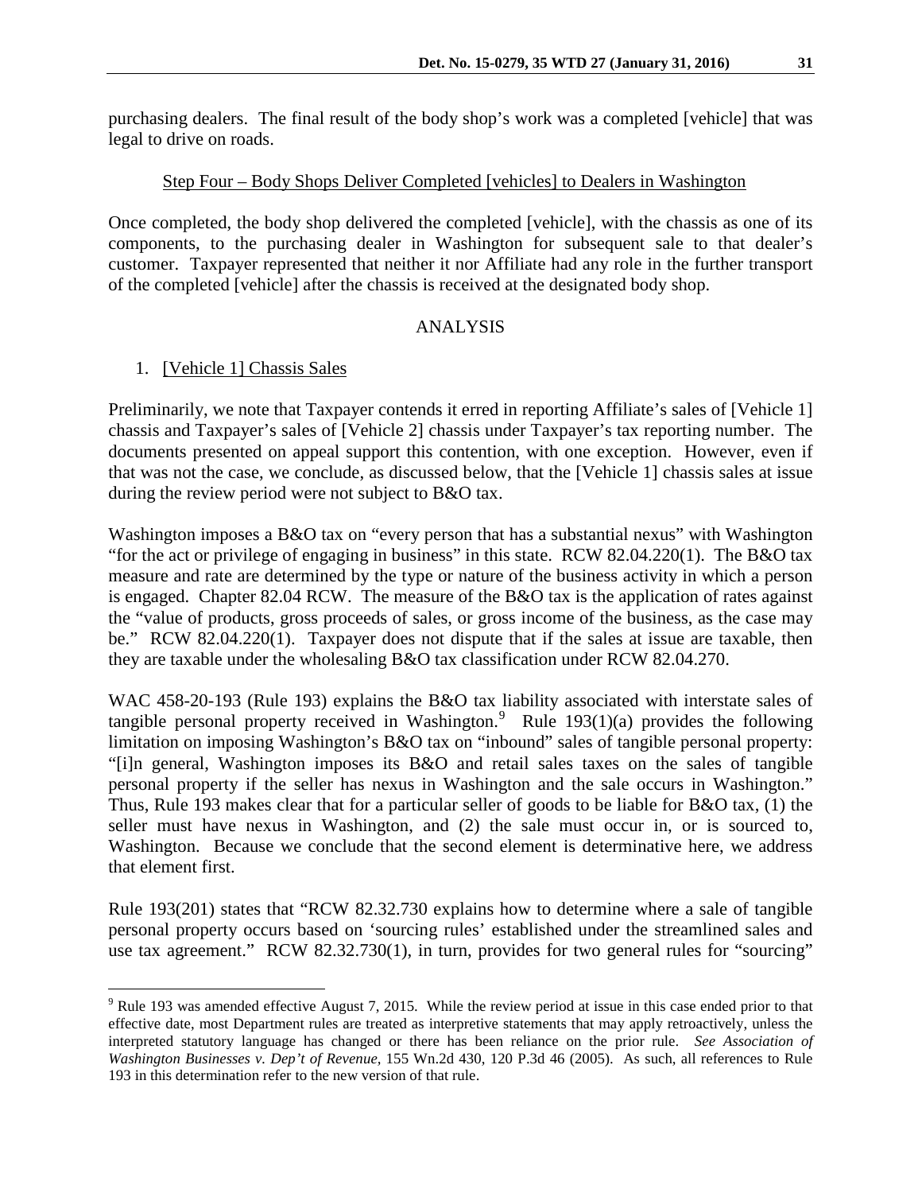purchasing dealers. The final result of the body shop's work was a completed [vehicle] that was legal to drive on roads.

Step Four – Body Shops Deliver Completed [vehicles] to Dealers in Washington

Once completed, the body shop delivered the completed [vehicle], with the chassis as one of its components, to the purchasing dealer in Washington for subsequent sale to that dealer's customer. Taxpayer represented that neither it nor Affiliate had any role in the further transport of the completed [vehicle] after the chassis is received at the designated body shop.

## ANALYSIS

1. [Vehicle 1] Chassis Sales

Preliminarily, we note that Taxpayer contends it erred in reporting Affiliate's sales of [Vehicle 1] chassis and Taxpayer's sales of [Vehicle 2] chassis under Taxpayer's tax reporting number. The documents presented on appeal support this contention, with one exception. However, even if that was not the case, we conclude, as discussed below, that the [Vehicle 1] chassis sales at issue during the review period were not subject to B&O tax.

Washington imposes a B&O tax on "every person that has a substantial nexus" with Washington "for the act or privilege of engaging in business" in this state. RCW 82.04.220(1). The B&O tax measure and rate are determined by the type or nature of the business activity in which a person is engaged. Chapter 82.04 RCW. The measure of the B&O tax is the application of rates against the "value of products, gross proceeds of sales, or gross income of the business, as the case may be." RCW 82.04.220(1). Taxpayer does not dispute that if the sales at issue are taxable, then they are taxable under the wholesaling B&O tax classification under RCW 82.04.270.

WAC 458-20-193 (Rule 193) explains the B&O tax liability associated with interstate sales of tangible personal property received in Washington.[9] Rule 193(1)(a) provides the following limitation on imposing Washington's B&O tax on "inbound" sales of tangible personal property: "[i]n general, Washington imposes its B&O and retail sales taxes on the sales of tangible personal property if the seller has nexus in Washington and the sale occurs in Washington." Thus, Rule 193 makes clear that for a particular seller of goods to be liable for B&O tax, (1) the seller must have nexus in Washington, and (2) the sale must occur in, or is sourced to, Washington. Because we conclude that the second element is determinative here, we address that element first.

Rule 193(201) states that "RCW 82.32.730 explains how to determine where a sale of tangible personal property occurs based on 'sourcing rules' established under the streamlined sales and use tax agreement." RCW 82.32.730(1), in turn, provides for two general rules for "sourcing"

[9] Rule 193 was amended effective August 7, 2015. While the review period at issue in this case ended prior to that effective date, most Department rules are treated as interpretive statements that may apply retroactively, unless the interpreted statutory language has changed or there has been reliance on the prior rule. *See Association of Washington Businesses v. Dep't of Revenue*, 155 Wn.2d 430, 120 P.3d 46 (2005). As such, all references to Rule 193 in this determination refer to the new version of that rule.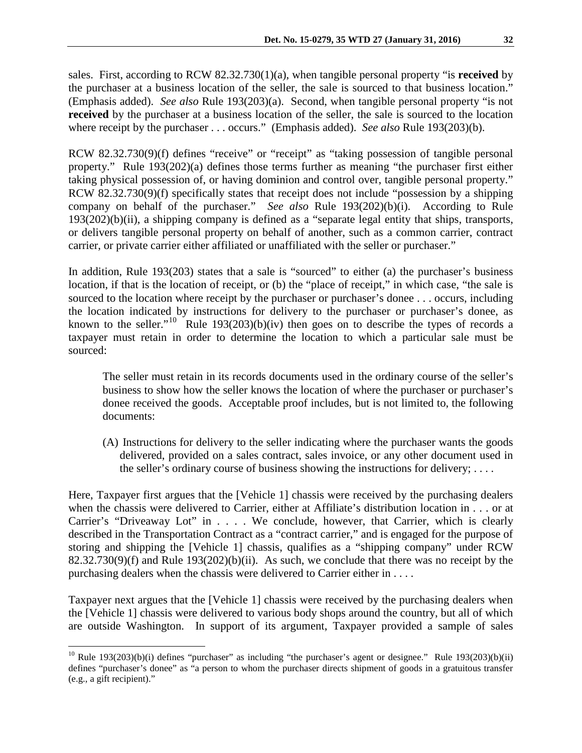sales. First, according to RCW 82.32.730(1)(a), when tangible personal property "is **received** by the purchaser at a business location of the seller, the sale is sourced to that business location." (Emphasis added). *See also* Rule 193(203)(a). Second, when tangible personal property "is not **received** by the purchaser at a business location of the seller, the sale is sourced to the location where receipt by the purchaser . . . occurs." (Emphasis added). *See also* Rule 193(203)(b).

RCW 82.32.730(9)(f) defines "receive" or "receipt" as "taking possession of tangible personal property." Rule 193(202)(a) defines those terms further as meaning "the purchaser first either taking physical possession of, or having dominion and control over, tangible personal property." RCW 82.32.730(9)(f) specifically states that receipt does not include "possession by a shipping company on behalf of the purchaser." *See also* Rule 193(202)(b)(i). According to Rule 193(202)(b)(ii), a shipping company is defined as a "separate legal entity that ships, transports, or delivers tangible personal property on behalf of another, such as a common carrier, contract carrier, or private carrier either affiliated or unaffiliated with the seller or purchaser."

In addition, Rule 193(203) states that a sale is "sourced" to either (a) the purchaser's business location, if that is the location of receipt, or (b) the "place of receipt," in which case, "the sale is sourced to the location where receipt by the purchaser or purchaser's donee . . . occurs, including the location indicated by instructions for delivery to the purchaser or purchaser's donee, as known to the seller."[10] Rule 193(203)(b)(iv) then goes on to describe the types of records a taxpayer must retain in order to determine the location to which a particular sale must be sourced:

> The seller must retain in its records documents used in the ordinary course of the seller's business to show how the seller knows the location of where the purchaser or purchaser's donee received the goods. Acceptable proof includes, but is not limited to, the following documents:
>
> (A) Instructions for delivery to the seller indicating where the purchaser wants the goods delivered, provided on a sales contract, sales invoice, or any other document used in the seller's ordinary course of business showing the instructions for delivery; . . . .

Here, Taxpayer first argues that the [Vehicle 1] chassis were received by the purchasing dealers when the chassis were delivered to Carrier, either at Affiliate's distribution location in . . . or at Carrier's "Driveaway Lot" in . . . . We conclude, however, that Carrier, which is clearly described in the Transportation Contract as a "contract carrier," and is engaged for the purpose of storing and shipping the [Vehicle 1] chassis, qualifies as a "shipping company" under RCW 82.32.730(9)(f) and Rule 193(202)(b)(ii). As such, we conclude that there was no receipt by the purchasing dealers when the chassis were delivered to Carrier either in . . . .

Taxpayer next argues that the [Vehicle 1] chassis were received by the purchasing dealers when the [Vehicle 1] chassis were delivered to various body shops around the country, but all of which are outside Washington. In support of its argument, Taxpayer provided a sample of sales

[10] Rule 193(203)(b)(i) defines "purchaser" as including "the purchaser's agent or designee." Rule 193(203)(b)(ii) defines "purchaser's donee" as "a person to whom the purchaser directs shipment of goods in a gratuitous transfer (e.g., a gift recipient)."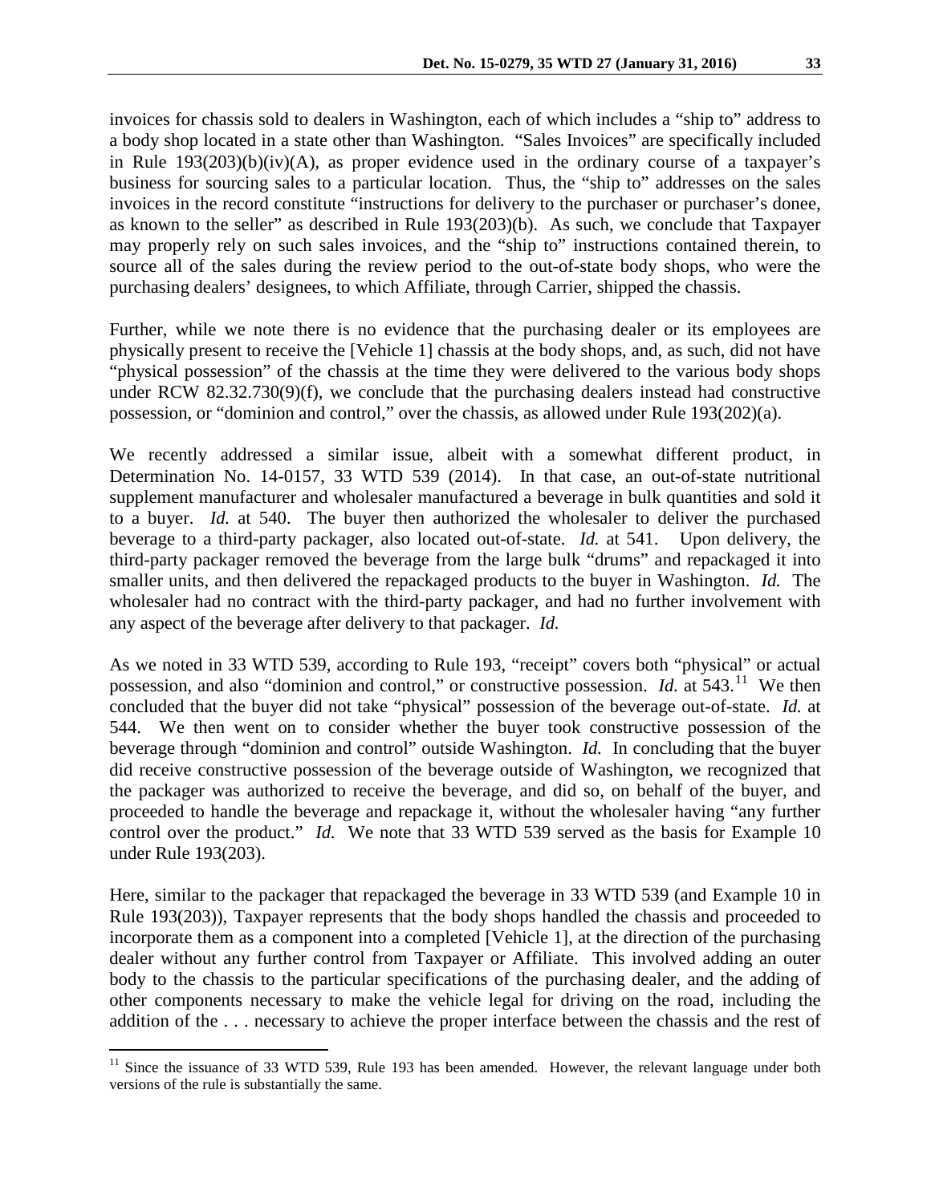invoices for chassis sold to dealers in Washington, each of which includes a "ship to" address to a body shop located in a state other than Washington. "Sales Invoices" are specifically included in Rule 193(203)(b)(iv)(A), as proper evidence used in the ordinary course of a taxpayer's business for sourcing sales to a particular location. Thus, the "ship to" addresses on the sales invoices in the record constitute "instructions for delivery to the purchaser or purchaser's donee, as known to the seller" as described in Rule 193(203)(b). As such, we conclude that Taxpayer may properly rely on such sales invoices, and the "ship to" instructions contained therein, to source all of the sales during the review period to the out-of-state body shops, who were the purchasing dealers' designees, to which Affiliate, through Carrier, shipped the chassis.

Further, while we note there is no evidence that the purchasing dealer or its employees are physically present to receive the [Vehicle 1] chassis at the body shops, and, as such, did not have "physical possession" of the chassis at the time they were delivered to the various body shops under RCW 82.32.730(9)(f), we conclude that the purchasing dealers instead had constructive possession, or "dominion and control," over the chassis, as allowed under Rule 193(202)(a).

We recently addressed a similar issue, albeit with a somewhat different product, in Determination No. 14-0157, 33 WTD 539 (2014). In that case, an out-of-state nutritional supplement manufacturer and wholesaler manufactured a beverage in bulk quantities and sold it to a buyer. *Id.* at 540. The buyer then authorized the wholesaler to deliver the purchased beverage to a third-party packager, also located out-of-state. *Id.* at 541. Upon delivery, the third-party packager removed the beverage from the large bulk "drums" and repackaged it into smaller units, and then delivered the repackaged products to the buyer in Washington. *Id.* The wholesaler had no contract with the third-party packager, and had no further involvement with any aspect of the beverage after delivery to that packager. *Id.*

As we noted in 33 WTD 539, according to Rule 193, "receipt" covers both "physical" or actual possession, and also "dominion and control," or constructive possession. *Id.* at 543.[11] We then concluded that the buyer did not take "physical" possession of the beverage out-of-state. *Id.* at 544. We then went on to consider whether the buyer took constructive possession of the beverage through "dominion and control" outside Washington. *Id.* In concluding that the buyer did receive constructive possession of the beverage outside of Washington, we recognized that the packager was authorized to receive the beverage, and did so, on behalf of the buyer, and proceeded to handle the beverage and repackage it, without the wholesaler having "any further control over the product." *Id.* We note that 33 WTD 539 served as the basis for Example 10 under Rule 193(203).

Here, similar to the packager that repackaged the beverage in 33 WTD 539 (and Example 10 in Rule 193(203)), Taxpayer represents that the body shops handled the chassis and proceeded to incorporate them as a component into a completed [Vehicle 1], at the direction of the purchasing dealer without any further control from Taxpayer or Affiliate. This involved adding an outer body to the chassis to the particular specifications of the purchasing dealer, and the adding of other components necessary to make the vehicle legal for driving on the road, including the addition of the . . . necessary to achieve the proper interface between the chassis and the rest of

---

[11] Since the issuance of 33 WTD 539, Rule 193 has been amended. However, the relevant language under both versions of the rule is substantially the same.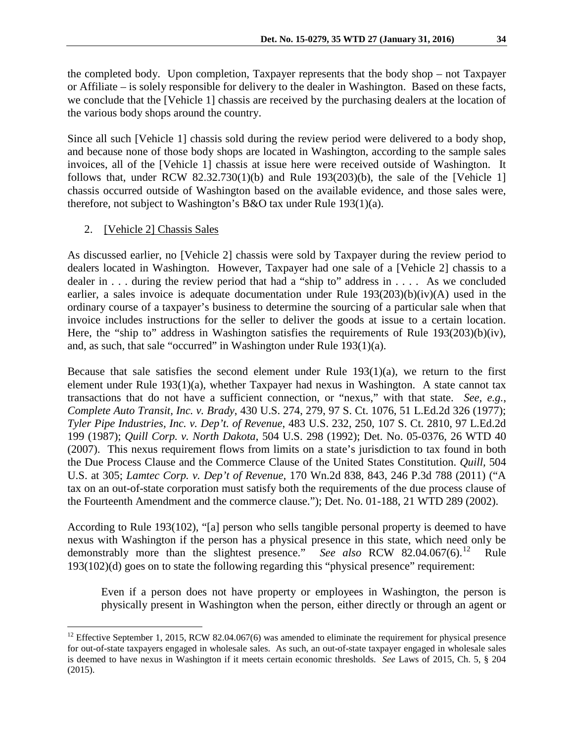the completed body. Upon completion, Taxpayer represents that the body shop – not Taxpayer or Affiliate – is solely responsible for delivery to the dealer in Washington. Based on these facts, we conclude that the [Vehicle 1] chassis are received by the purchasing dealers at the location of the various body shops around the country.

Since all such [Vehicle 1] chassis sold during the review period were delivered to a body shop, and because none of those body shops are located in Washington, according to the sample sales invoices, all of the [Vehicle 1] chassis at issue here were received outside of Washington. It follows that, under RCW 82.32.730(1)(b) and Rule 193(203)(b), the sale of the [Vehicle 1] chassis occurred outside of Washington based on the available evidence, and those sales were, therefore, not subject to Washington's B&O tax under Rule 193(1)(a).

2. [Vehicle 2] Chassis Sales

As discussed earlier, no [Vehicle 2] chassis were sold by Taxpayer during the review period to dealers located in Washington. However, Taxpayer had one sale of a [Vehicle 2] chassis to a dealer in . . . during the review period that had a "ship to" address in . . . . As we concluded earlier, a sales invoice is adequate documentation under Rule 193(203)(b)(iv)(A) used in the ordinary course of a taxpayer's business to determine the sourcing of a particular sale when that invoice includes instructions for the seller to deliver the goods at issue to a certain location. Here, the "ship to" address in Washington satisfies the requirements of Rule 193(203)(b)(iv), and, as such, that sale "occurred" in Washington under Rule 193(1)(a).

Because that sale satisfies the second element under Rule 193(1)(a), we return to the first element under Rule 193(1)(a), whether Taxpayer had nexus in Washington. A state cannot tax transactions that do not have a sufficient connection, or "nexus," with that state. *See, e.g.*, *Complete Auto Transit, Inc. v. Brady*, 430 U.S. 274, 279, 97 S. Ct. 1076, 51 L.Ed.2d 326 (1977); *Tyler Pipe Industries, Inc. v. Dep't. of Revenue*, 483 U.S. 232, 250, 107 S. Ct. 2810, 97 L.Ed.2d 199 (1987); *Quill Corp. v. North Dakota*, 504 U.S. 298 (1992); Det. No. 05-0376, 26 WTD 40 (2007). This nexus requirement flows from limits on a state's jurisdiction to tax found in both the Due Process Clause and the Commerce Clause of the United States Constitution. *Quill*, 504 U.S. at 305; *Lamtec Corp. v. Dep't of Revenue*, 170 Wn.2d 838, 843, 246 P.3d 788 (2011) ("A tax on an out-of-state corporation must satisfy both the requirements of the due process clause of the Fourteenth Amendment and the commerce clause."); Det. No. 01-188, 21 WTD 289 (2002).

According to Rule 193(102), "[a] person who sells tangible personal property is deemed to have nexus with Washington if the person has a physical presence in this state, which need only be demonstrably more than the slightest presence." *See also* RCW 82.04.067(6).[12] Rule 193(102)(d) goes on to state the following regarding this "physical presence" requirement:

> Even if a person does not have property or employees in Washington, the person is physically present in Washington when the person, either directly or through an agent or

[12] Effective September 1, 2015, RCW 82.04.067(6) was amended to eliminate the requirement for physical presence for out-of-state taxpayers engaged in wholesale sales. As such, an out-of-state taxpayer engaged in wholesale sales is deemed to have nexus in Washington if it meets certain economic thresholds. *See* Laws of 2015, Ch. 5, § 204 (2015).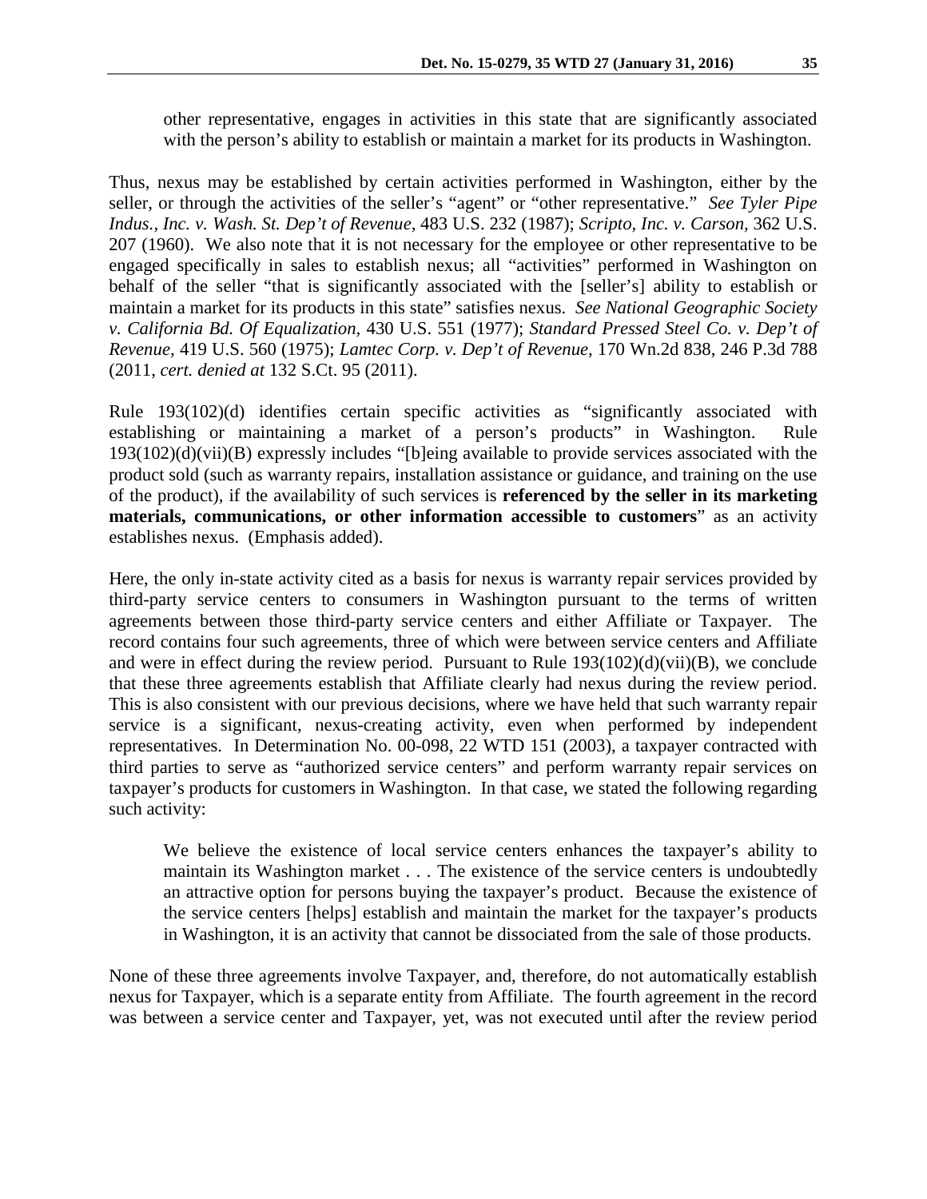> other representative, engages in activities in this state that are significantly associated with the person's ability to establish or maintain a market for its products in Washington.

Thus, nexus may be established by certain activities performed in Washington, either by the seller, or through the activities of the seller's "agent" or "other representative." *See Tyler Pipe Indus., Inc. v. Wash. St. Dep't of Revenue*, 483 U.S. 232 (1987); *Scripto, Inc. v. Carson*, 362 U.S. 207 (1960). We also note that it is not necessary for the employee or other representative to be engaged specifically in sales to establish nexus; all "activities" performed in Washington on behalf of the seller "that is significantly associated with the [seller's] ability to establish or maintain a market for its products in this state" satisfies nexus. *See National Geographic Society v. California Bd. Of Equalization*, 430 U.S. 551 (1977); *Standard Pressed Steel Co. v. Dep't of Revenue*, 419 U.S. 560 (1975); *Lamtec Corp. v. Dep't of Revenue*, 170 Wn.2d 838, 246 P.3d 788 (2011, *cert. denied at* 132 S.Ct. 95 (2011).

Rule 193(102)(d) identifies certain specific activities as "significantly associated with establishing or maintaining a market of a person's products" in Washington. Rule 193(102)(d)(vii)(B) expressly includes "[b]eing available to provide services associated with the product sold (such as warranty repairs, installation assistance or guidance, and training on the use of the product), if the availability of such services is **referenced by the seller in its marketing materials, communications, or other information accessible to customers**" as an activity establishes nexus. (Emphasis added).

Here, the only in-state activity cited as a basis for nexus is warranty repair services provided by third-party service centers to consumers in Washington pursuant to the terms of written agreements between those third-party service centers and either Affiliate or Taxpayer. The record contains four such agreements, three of which were between service centers and Affiliate and were in effect during the review period. Pursuant to Rule 193(102)(d)(vii)(B), we conclude that these three agreements establish that Affiliate clearly had nexus during the review period. This is also consistent with our previous decisions, where we have held that such warranty repair service is a significant, nexus-creating activity, even when performed by independent representatives. In Determination No. 00-098, 22 WTD 151 (2003), a taxpayer contracted with third parties to serve as "authorized service centers" and perform warranty repair services on taxpayer's products for customers in Washington. In that case, we stated the following regarding such activity:

> We believe the existence of local service centers enhances the taxpayer's ability to maintain its Washington market . . . The existence of the service centers is undoubtedly an attractive option for persons buying the taxpayer's product. Because the existence of the service centers [helps] establish and maintain the market for the taxpayer's products in Washington, it is an activity that cannot be dissociated from the sale of those products.

None of these three agreements involve Taxpayer, and, therefore, do not automatically establish nexus for Taxpayer, which is a separate entity from Affiliate. The fourth agreement in the record was between a service center and Taxpayer, yet, was not executed until after the review period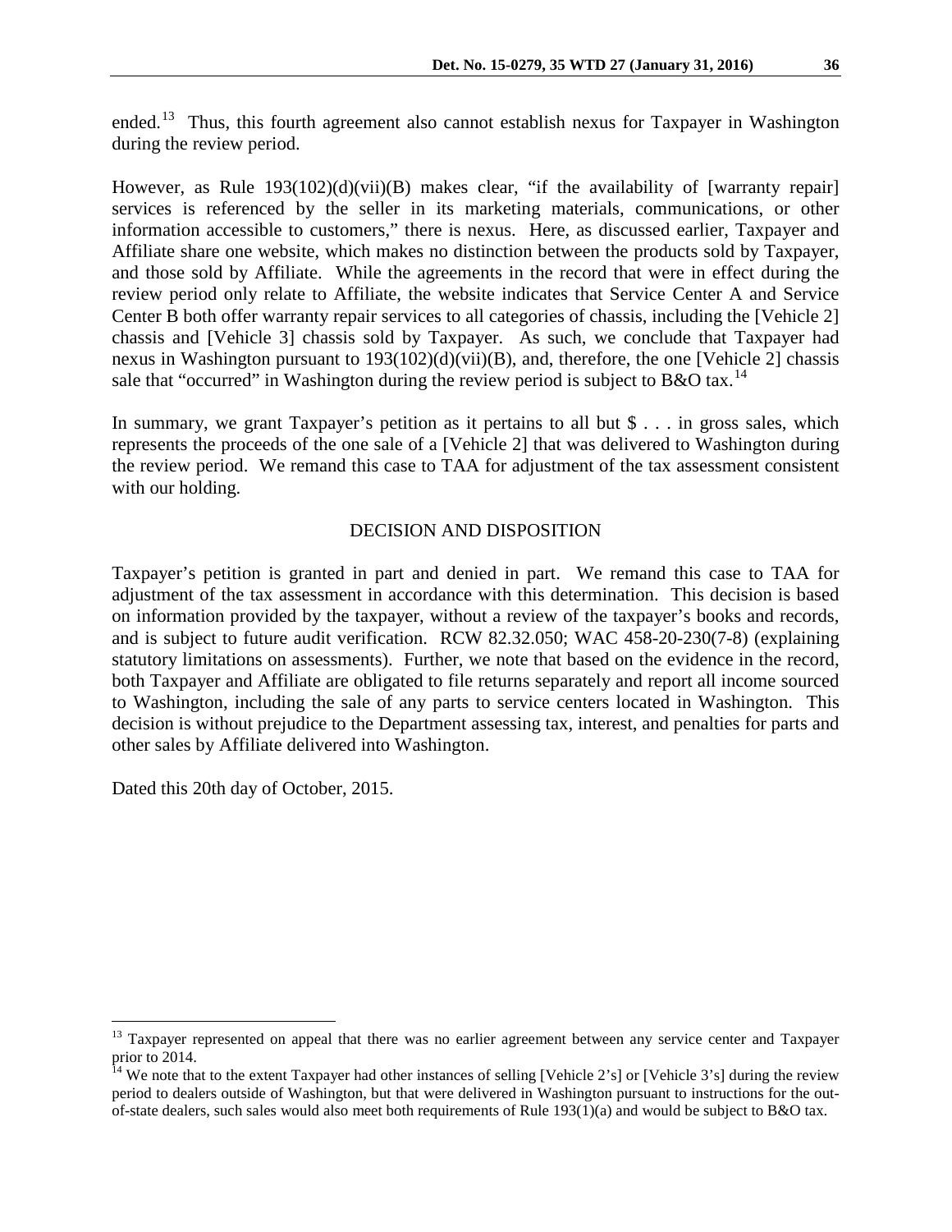ended.[13] Thus, this fourth agreement also cannot establish nexus for Taxpayer in Washington during the review period.

However, as Rule 193(102)(d)(vii)(B) makes clear, "if the availability of [warranty repair] services is referenced by the seller in its marketing materials, communications, or other information accessible to customers," there is nexus. Here, as discussed earlier, Taxpayer and Affiliate share one website, which makes no distinction between the products sold by Taxpayer, and those sold by Affiliate. While the agreements in the record that were in effect during the review period only relate to Affiliate, the website indicates that Service Center A and Service Center B both offer warranty repair services to all categories of chassis, including the [Vehicle 2] chassis and [Vehicle 3] chassis sold by Taxpayer. As such, we conclude that Taxpayer had nexus in Washington pursuant to 193(102)(d)(vii)(B), and, therefore, the one [Vehicle 2] chassis sale that "occurred" in Washington during the review period is subject to B&O tax.[14]

In summary, we grant Taxpayer's petition as it pertains to all but $ . . . in gross sales, which represents the proceeds of the one sale of a [Vehicle 2] that was delivered to Washington during the review period. We remand this case to TAA for adjustment of the tax assessment consistent with our holding.

## DECISION AND DISPOSITION

Taxpayer's petition is granted in part and denied in part. We remand this case to TAA for adjustment of the tax assessment in accordance with this determination. This decision is based on information provided by the taxpayer, without a review of the taxpayer's books and records, and is subject to future audit verification. RCW 82.32.050; WAC 458-20-230(7-8) (explaining statutory limitations on assessments). Further, we note that based on the evidence in the record, both Taxpayer and Affiliate are obligated to file returns separately and report all income sourced to Washington, including the sale of any parts to service centers located in Washington. This decision is without prejudice to the Department assessing tax, interest, and penalties for parts and other sales by Affiliate delivered into Washington.

Dated this 20th day of October, 2015.

---

[13] Taxpayer represented on appeal that there was no earlier agreement between any service center and Taxpayer prior to 2014.

[14] We note that to the extent Taxpayer had other instances of selling [Vehicle 2's] or [Vehicle 3's] during the review period to dealers outside of Washington, but that were delivered in Washington pursuant to instructions for the out-of-state dealers, such sales would also meet both requirements of Rule 193(1)(a) and would be subject to B&O tax.